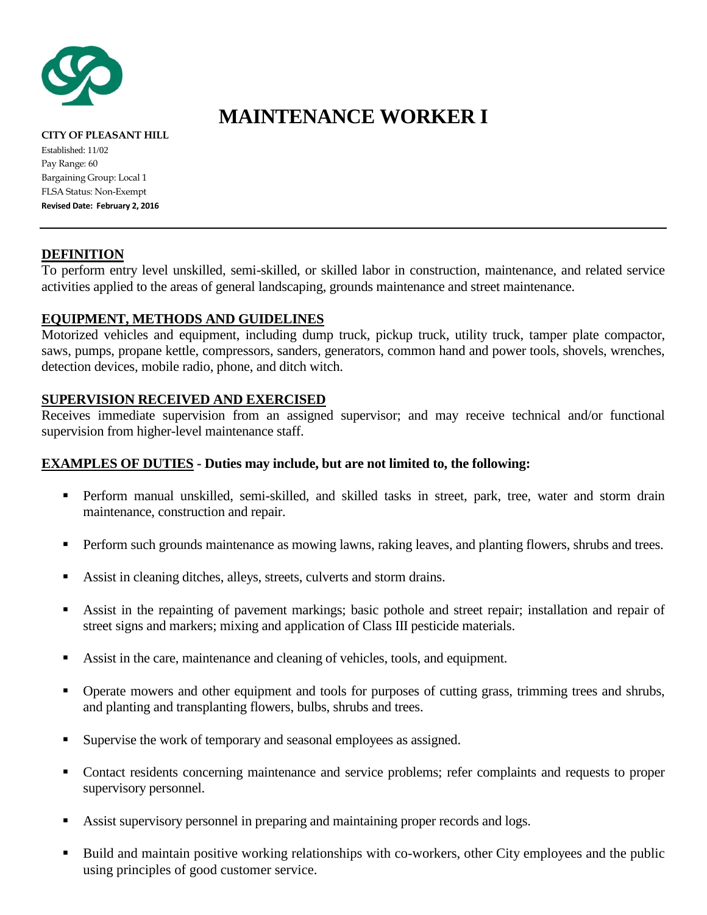# MAINTENANCE WORKER I

**CITY OF PLEASANT HILL**
Established: 11/02
Pay Range: 60
Bargaining Group: Local 1
FLSA Status: Non-Exempt
**Revised Date: February 2, 2016**

---

## DEFINITION

To perform entry level unskilled, semi-skilled, or skilled labor in construction, maintenance, and related service activities applied to the areas of general landscaping, grounds maintenance and street maintenance.

## EQUIPMENT, METHODS AND GUIDELINES

Motorized vehicles and equipment, including dump truck, pickup truck, utility truck, tamper plate compactor, saws, pumps, propane kettle, compressors, sanders, generators, common hand and power tools, shovels, wrenches, detection devices, mobile radio, phone, and ditch witch.

## SUPERVISION RECEIVED AND EXERCISED

Receives immediate supervision from an assigned supervisor; and may receive technical and/or functional supervision from higher-level maintenance staff.

## EXAMPLES OF DUTIES - Duties may include, but are not limited to, the following:

- Perform manual unskilled, semi-skilled, and skilled tasks in street, park, tree, water and storm drain maintenance, construction and repair.
- Perform such grounds maintenance as mowing lawns, raking leaves, and planting flowers, shrubs and trees.
- Assist in cleaning ditches, alleys, streets, culverts and storm drains.
- Assist in the repainting of pavement markings; basic pothole and street repair; installation and repair of street signs and markers; mixing and application of Class III pesticide materials.
- Assist in the care, maintenance and cleaning of vehicles, tools, and equipment.
- Operate mowers and other equipment and tools for purposes of cutting grass, trimming trees and shrubs, and planting and transplanting flowers, bulbs, shrubs and trees.
- Supervise the work of temporary and seasonal employees as assigned.
- Contact residents concerning maintenance and service problems; refer complaints and requests to proper supervisory personnel.
- Assist supervisory personnel in preparing and maintaining proper records and logs.
- Build and maintain positive working relationships with co-workers, other City employees and the public using principles of good customer service.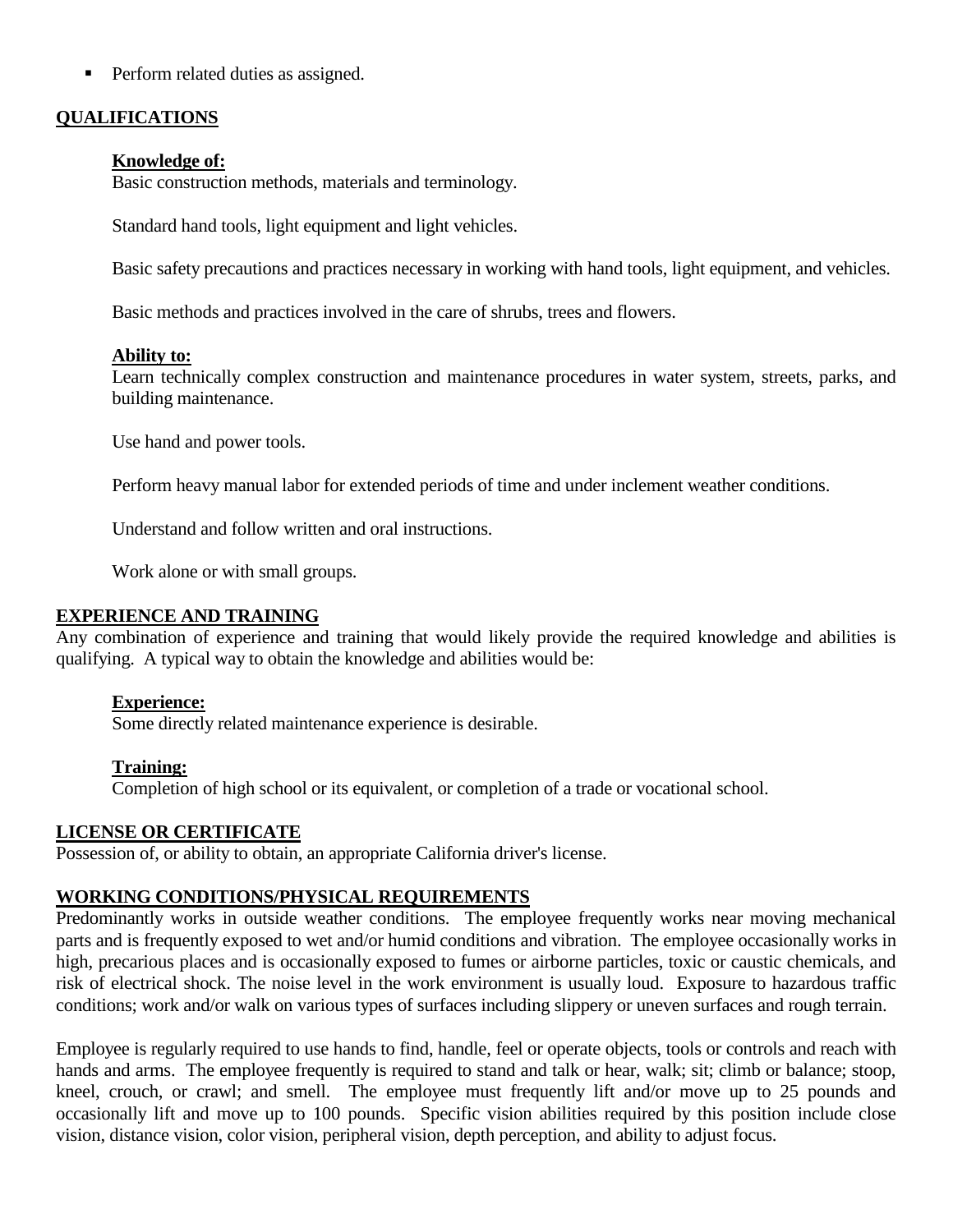- Perform related duties as assigned.

## QUALIFICATIONS

**Knowledge of:**

Basic construction methods, materials and terminology.

Standard hand tools, light equipment and light vehicles.

Basic safety precautions and practices necessary in working with hand tools, light equipment, and vehicles.

Basic methods and practices involved in the care of shrubs, trees and flowers.

**Ability to:**

Learn technically complex construction and maintenance procedures in water system, streets, parks, and building maintenance.

Use hand and power tools.

Perform heavy manual labor for extended periods of time and under inclement weather conditions.

Understand and follow written and oral instructions.

Work alone or with small groups.

## EXPERIENCE AND TRAINING

Any combination of experience and training that would likely provide the required knowledge and abilities is qualifying. A typical way to obtain the knowledge and abilities would be:

**Experience:**

Some directly related maintenance experience is desirable.

**Training:**

Completion of high school or its equivalent, or completion of a trade or vocational school.

## LICENSE OR CERTIFICATE

Possession of, or ability to obtain, an appropriate California driver's license.

## WORKING CONDITIONS/PHYSICAL REQUIREMENTS

Predominantly works in outside weather conditions. The employee frequently works near moving mechanical parts and is frequently exposed to wet and/or humid conditions and vibration. The employee occasionally works in high, precarious places and is occasionally exposed to fumes or airborne particles, toxic or caustic chemicals, and risk of electrical shock. The noise level in the work environment is usually loud. Exposure to hazardous traffic conditions; work and/or walk on various types of surfaces including slippery or uneven surfaces and rough terrain.

Employee is regularly required to use hands to find, handle, feel or operate objects, tools or controls and reach with hands and arms. The employee frequently is required to stand and talk or hear, walk; sit; climb or balance; stoop, kneel, crouch, or crawl; and smell. The employee must frequently lift and/or move up to 25 pounds and occasionally lift and move up to 100 pounds. Specific vision abilities required by this position include close vision, distance vision, color vision, peripheral vision, depth perception, and ability to adjust focus.